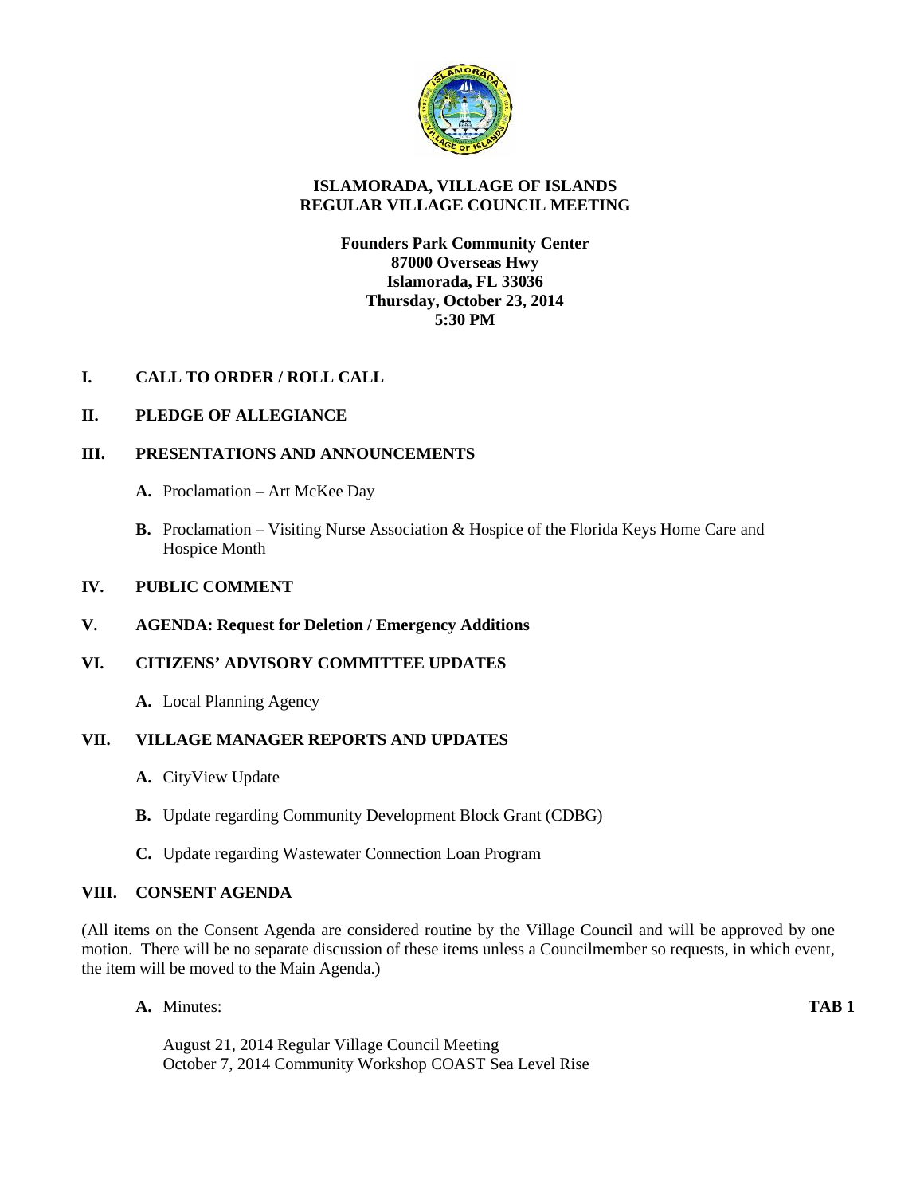# ISLAMORADA, VILLAGE OF ISLANDS
## REGULAR VILLAGE COUNCIL MEETING

**Founders Park Community Center**
**87000 Overseas Hwy**
**Islamorada, FL 33036**
**Thursday, October 23, 2014**
**5:30 PM**

## I. CALL TO ORDER / ROLL CALL

## II. PLEDGE OF ALLEGIANCE

## III. PRESENTATIONS AND ANNOUNCEMENTS

**A.** Proclamation – Art McKee Day

**B.** Proclamation – Visiting Nurse Association & Hospice of the Florida Keys Home Care and Hospice Month

## IV. PUBLIC COMMENT

## V. AGENDA: Request for Deletion / Emergency Additions

## VI. CITIZENS' ADVISORY COMMITTEE UPDATES

**A.** Local Planning Agency

## VII. VILLAGE MANAGER REPORTS AND UPDATES

**A.** CityView Update

**B.** Update regarding Community Development Block Grant (CDBG)

**C.** Update regarding Wastewater Connection Loan Program

## VIII. CONSENT AGENDA

(All items on the Consent Agenda are considered routine by the Village Council and will be approved by one motion. There will be no separate discussion of these items unless a Councilmember so requests, in which event, the item will be moved to the Main Agenda.)

**A.** Minutes: **TAB 1**

August 21, 2014 Regular Village Council Meeting
October 7, 2014 Community Workshop COAST Sea Level Rise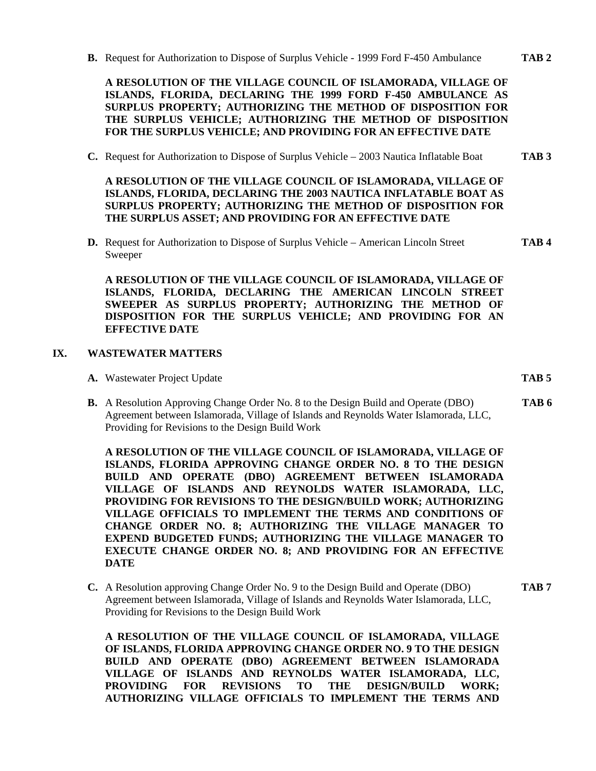**B.** Request for Authorization to Dispose of Surplus Vehicle - 1999 Ford F-450 Ambulance **TAB 2**

**A RESOLUTION OF THE VILLAGE COUNCIL OF ISLAMORADA, VILLAGE OF ISLANDS, FLORIDA, DECLARING THE 1999 FORD F-450 AMBULANCE AS SURPLUS PROPERTY; AUTHORIZING THE METHOD OF DISPOSITION FOR THE SURPLUS VEHICLE; AUTHORIZING THE METHOD OF DISPOSITION FOR THE SURPLUS VEHICLE; AND PROVIDING FOR AN EFFECTIVE DATE**

**C.** Request for Authorization to Dispose of Surplus Vehicle – 2003 Nautica Inflatable Boat **TAB 3**

**A RESOLUTION OF THE VILLAGE COUNCIL OF ISLAMORADA, VILLAGE OF ISLANDS, FLORIDA, DECLARING THE 2003 NAUTICA INFLATABLE BOAT AS SURPLUS PROPERTY; AUTHORIZING THE METHOD OF DISPOSITION FOR THE SURPLUS ASSET; AND PROVIDING FOR AN EFFECTIVE DATE**

**D.** Request for Authorization to Dispose of Surplus Vehicle – American Lincoln Street Sweeper **TAB 4**

**A RESOLUTION OF THE VILLAGE COUNCIL OF ISLAMORADA, VILLAGE OF ISLANDS, FLORIDA, DECLARING THE AMERICAN LINCOLN STREET SWEEPER AS SURPLUS PROPERTY; AUTHORIZING THE METHOD OF DISPOSITION FOR THE SURPLUS VEHICLE; AND PROVIDING FOR AN EFFECTIVE DATE**

## IX. WASTEWATER MATTERS

**A.** Wastewater Project Update **TAB 5**

**B.** A Resolution Approving Change Order No. 8 to the Design Build and Operate (DBO) Agreement between Islamorada, Village of Islands and Reynolds Water Islamorada, LLC, Providing for Revisions to the Design Build Work **TAB 6**

**A RESOLUTION OF THE VILLAGE COUNCIL OF ISLAMORADA, VILLAGE OF ISLANDS, FLORIDA APPROVING CHANGE ORDER NO. 8 TO THE DESIGN BUILD AND OPERATE (DBO) AGREEMENT BETWEEN ISLAMORADA VILLAGE OF ISLANDS AND REYNOLDS WATER ISLAMORADA, LLC, PROVIDING FOR REVISIONS TO THE DESIGN/BUILD WORK; AUTHORIZING VILLAGE OFFICIALS TO IMPLEMENT THE TERMS AND CONDITIONS OF CHANGE ORDER NO. 8; AUTHORIZING THE VILLAGE MANAGER TO EXPEND BUDGETED FUNDS; AUTHORIZING THE VILLAGE MANAGER TO EXECUTE CHANGE ORDER NO. 8; AND PROVIDING FOR AN EFFECTIVE DATE**

**C.** A Resolution approving Change Order No. 9 to the Design Build and Operate (DBO) Agreement between Islamorada, Village of Islands and Reynolds Water Islamorada, LLC, Providing for Revisions to the Design Build Work **TAB 7**

**A RESOLUTION OF THE VILLAGE COUNCIL OF ISLAMORADA, VILLAGE OF ISLANDS, FLORIDA APPROVING CHANGE ORDER NO. 9 TO THE DESIGN BUILD AND OPERATE (DBO) AGREEMENT BETWEEN ISLAMORADA VILLAGE OF ISLANDS AND REYNOLDS WATER ISLAMORADA, LLC, PROVIDING FOR REVISIONS TO THE DESIGN/BUILD WORK; AUTHORIZING VILLAGE OFFICIALS TO IMPLEMENT THE TERMS AND**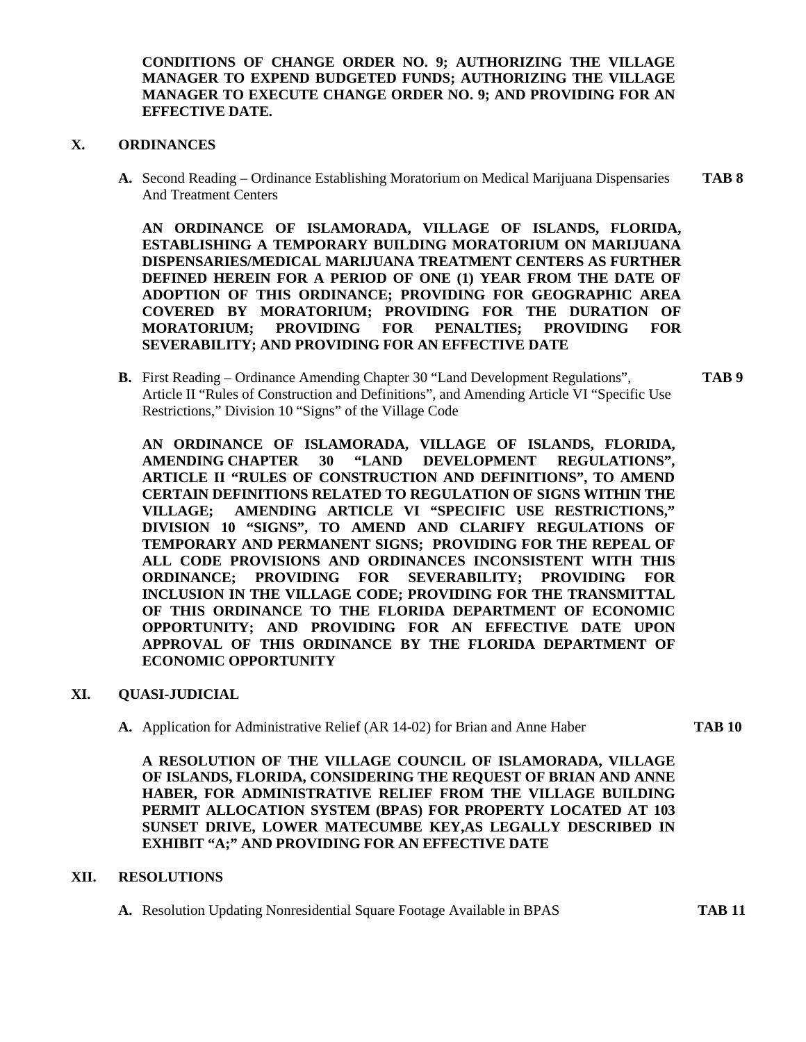**CONDITIONS OF CHANGE ORDER NO. 9; AUTHORIZING THE VILLAGE MANAGER TO EXPEND BUDGETED FUNDS; AUTHORIZING THE VILLAGE MANAGER TO EXECUTE CHANGE ORDER NO. 9; AND PROVIDING FOR AN EFFECTIVE DATE.**

## X. ORDINANCES

**A.** Second Reading – Ordinance Establishing Moratorium on Medical Marijuana Dispensaries And Treatment Centers **TAB 8**

**AN ORDINANCE OF ISLAMORADA, VILLAGE OF ISLANDS, FLORIDA, ESTABLISHING A TEMPORARY BUILDING MORATORIUM ON MARIJUANA DISPENSARIES/MEDICAL MARIJUANA TREATMENT CENTERS AS FURTHER DEFINED HEREIN FOR A PERIOD OF ONE (1) YEAR FROM THE DATE OF ADOPTION OF THIS ORDINANCE; PROVIDING FOR GEOGRAPHIC AREA COVERED BY MORATORIUM; PROVIDING FOR THE DURATION OF MORATORIUM; PROVIDING FOR PENALTIES; PROVIDING FOR SEVERABILITY; AND PROVIDING FOR AN EFFECTIVE DATE**

**B.** First Reading – Ordinance Amending Chapter 30 "Land Development Regulations", Article II "Rules of Construction and Definitions", and Amending Article VI "Specific Use Restrictions," Division 10 "Signs" of the Village Code **TAB 9**

**AN ORDINANCE OF ISLAMORADA, VILLAGE OF ISLANDS, FLORIDA, AMENDING CHAPTER 30 "LAND DEVELOPMENT REGULATIONS", ARTICLE II "RULES OF CONSTRUCTION AND DEFINITIONS", TO AMEND CERTAIN DEFINITIONS RELATED TO REGULATION OF SIGNS WITHIN THE VILLAGE; AMENDING ARTICLE VI "SPECIFIC USE RESTRICTIONS," DIVISION 10 "SIGNS", TO AMEND AND CLARIFY REGULATIONS OF TEMPORARY AND PERMANENT SIGNS; PROVIDING FOR THE REPEAL OF ALL CODE PROVISIONS AND ORDINANCES INCONSISTENT WITH THIS ORDINANCE; PROVIDING FOR SEVERABILITY; PROVIDING FOR INCLUSION IN THE VILLAGE CODE; PROVIDING FOR THE TRANSMITTAL OF THIS ORDINANCE TO THE FLORIDA DEPARTMENT OF ECONOMIC OPPORTUNITY; AND PROVIDING FOR AN EFFECTIVE DATE UPON APPROVAL OF THIS ORDINANCE BY THE FLORIDA DEPARTMENT OF ECONOMIC OPPORTUNITY**

## XI. QUASI-JUDICIAL

**A.** Application for Administrative Relief (AR 14-02) for Brian and Anne Haber **TAB 10**

**A RESOLUTION OF THE VILLAGE COUNCIL OF ISLAMORADA, VILLAGE OF ISLANDS, FLORIDA, CONSIDERING THE REQUEST OF BRIAN AND ANNE HABER, FOR ADMINISTRATIVE RELIEF FROM THE VILLAGE BUILDING PERMIT ALLOCATION SYSTEM (BPAS) FOR PROPERTY LOCATED AT 103 SUNSET DRIVE, LOWER MATECUMBE KEY,AS LEGALLY DESCRIBED IN EXHIBIT "A;" AND PROVIDING FOR AN EFFECTIVE DATE**

## XII. RESOLUTIONS

**A.** Resolution Updating Nonresidential Square Footage Available in BPAS **TAB 11**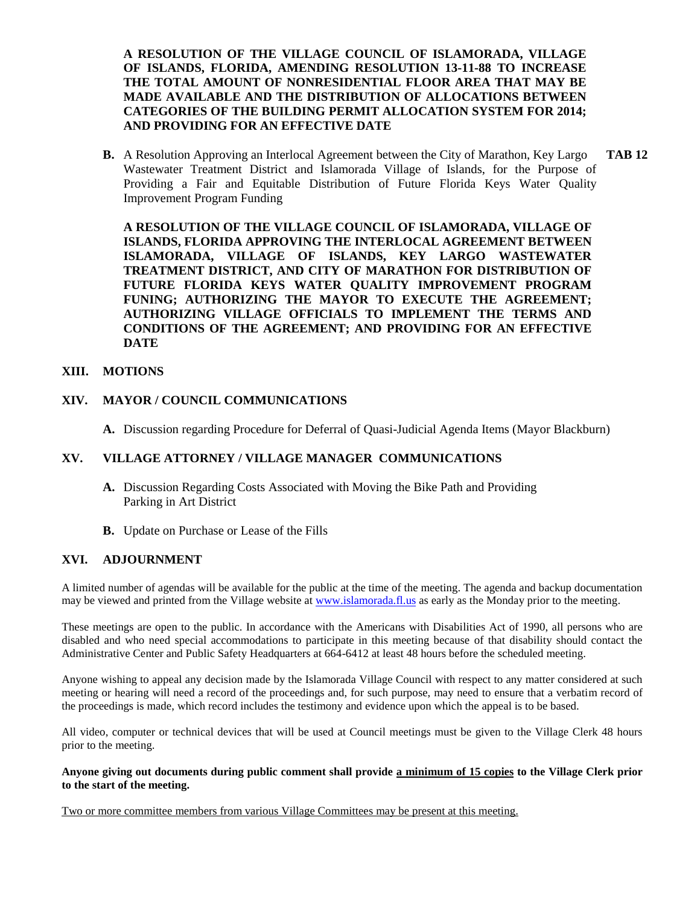**A RESOLUTION OF THE VILLAGE COUNCIL OF ISLAMORADA, VILLAGE OF ISLANDS, FLORIDA, AMENDING RESOLUTION 13-11-88 TO INCREASE THE TOTAL AMOUNT OF NONRESIDENTIAL FLOOR AREA THAT MAY BE MADE AVAILABLE AND THE DISTRIBUTION OF ALLOCATIONS BETWEEN CATEGORIES OF THE BUILDING PERMIT ALLOCATION SYSTEM FOR 2014; AND PROVIDING FOR AN EFFECTIVE DATE**

**B.** A Resolution Approving an Interlocal Agreement between the City of Marathon, Key Largo Wastewater Treatment District and Islamorada Village of Islands, for the Purpose of Providing a Fair and Equitable Distribution of Future Florida Keys Water Quality Improvement Program Funding **TAB 12**

**A RESOLUTION OF THE VILLAGE COUNCIL OF ISLAMORADA, VILLAGE OF ISLANDS, FLORIDA APPROVING THE INTERLOCAL AGREEMENT BETWEEN ISLAMORADA, VILLAGE OF ISLANDS, KEY LARGO WASTEWATER TREATMENT DISTRICT, AND CITY OF MARATHON FOR DISTRIBUTION OF FUTURE FLORIDA KEYS WATER QUALITY IMPROVEMENT PROGRAM FUNING; AUTHORIZING THE MAYOR TO EXECUTE THE AGREEMENT; AUTHORIZING VILLAGE OFFICIALS TO IMPLEMENT THE TERMS AND CONDITIONS OF THE AGREEMENT; AND PROVIDING FOR AN EFFECTIVE DATE**

## XIII. MOTIONS

## XIV. MAYOR / COUNCIL COMMUNICATIONS

**A.** Discussion regarding Procedure for Deferral of Quasi-Judicial Agenda Items (Mayor Blackburn)

## XV. VILLAGE ATTORNEY / VILLAGE MANAGER COMMUNICATIONS

**A.** Discussion Regarding Costs Associated with Moving the Bike Path and Providing Parking in Art District

**B.** Update on Purchase or Lease of the Fills

## XVI. ADJOURNMENT

A limited number of agendas will be available for the public at the time of the meeting. The agenda and backup documentation may be viewed and printed from the Village website at www.islamorada.fl.us as early as the Monday prior to the meeting.

These meetings are open to the public. In accordance with the Americans with Disabilities Act of 1990, all persons who are disabled and who need special accommodations to participate in this meeting because of that disability should contact the Administrative Center and Public Safety Headquarters at 664-6412 at least 48 hours before the scheduled meeting.

Anyone wishing to appeal any decision made by the Islamorada Village Council with respect to any matter considered at such meeting or hearing will need a record of the proceedings and, for such purpose, may need to ensure that a verbatim record of the proceedings is made, which record includes the testimony and evidence upon which the appeal is to be based.

All video, computer or technical devices that will be used at Council meetings must be given to the Village Clerk 48 hours prior to the meeting.

**Anyone giving out documents during public comment shall provide a minimum of 15 copies to the Village Clerk prior to the start of the meeting.**

Two or more committee members from various Village Committees may be present at this meeting.